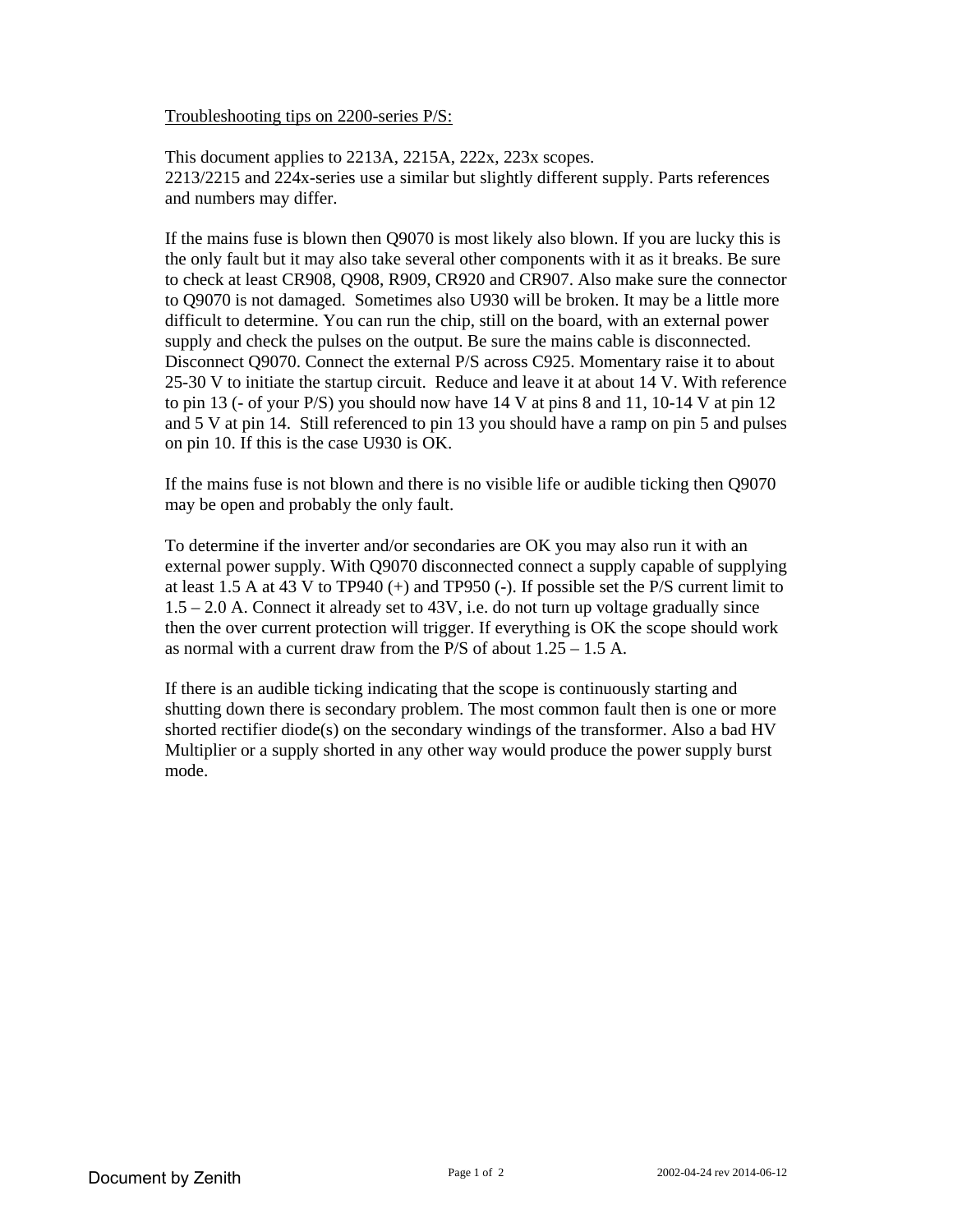## Troubleshooting tips on 2200-series P/S:

This document applies to 2213A, 2215A, 222x, 223x scopes.
2213/2215 and 224x-series use a similar but slightly different supply. Parts references and numbers may differ.

If the mains fuse is blown then Q9070 is most likely also blown. If you are lucky this is the only fault but it may also take several other components with it as it breaks. Be sure to check at least CR908, Q908, R909, CR920 and CR907. Also make sure the connector to Q9070 is not damaged. Sometimes also U930 will be broken. It may be a little more difficult to determine. You can run the chip, still on the board, with an external power supply and check the pulses on the output. Be sure the mains cable is disconnected. Disconnect Q9070. Connect the external P/S across C925. Momentary raise it to about 25-30 V to initiate the startup circuit. Reduce and leave it at about 14 V. With reference to pin 13 (- of your P/S) you should now have 14 V at pins 8 and 11, 10-14 V at pin 12 and 5 V at pin 14. Still referenced to pin 13 you should have a ramp on pin 5 and pulses on pin 10. If this is the case U930 is OK.

If the mains fuse is not blown and there is no visible life or audible ticking then Q9070 may be open and probably the only fault.

To determine if the inverter and/or secondaries are OK you may also run it with an external power supply. With Q9070 disconnected connect a supply capable of supplying at least 1.5 A at 43 V to TP940 (+) and TP950 (-). If possible set the P/S current limit to 1.5 – 2.0 A. Connect it already set to 43V, i.e. do not turn up voltage gradually since then the over current protection will trigger. If everything is OK the scope should work as normal with a current draw from the P/S of about 1.25 – 1.5 A.

If there is an audible ticking indicating that the scope is continuously starting and shutting down there is secondary problem. The most common fault then is one or more shorted rectifier diode(s) on the secondary windings of the transformer. Also a bad HV Multiplier or a supply shorted in any other way would produce the power supply burst mode.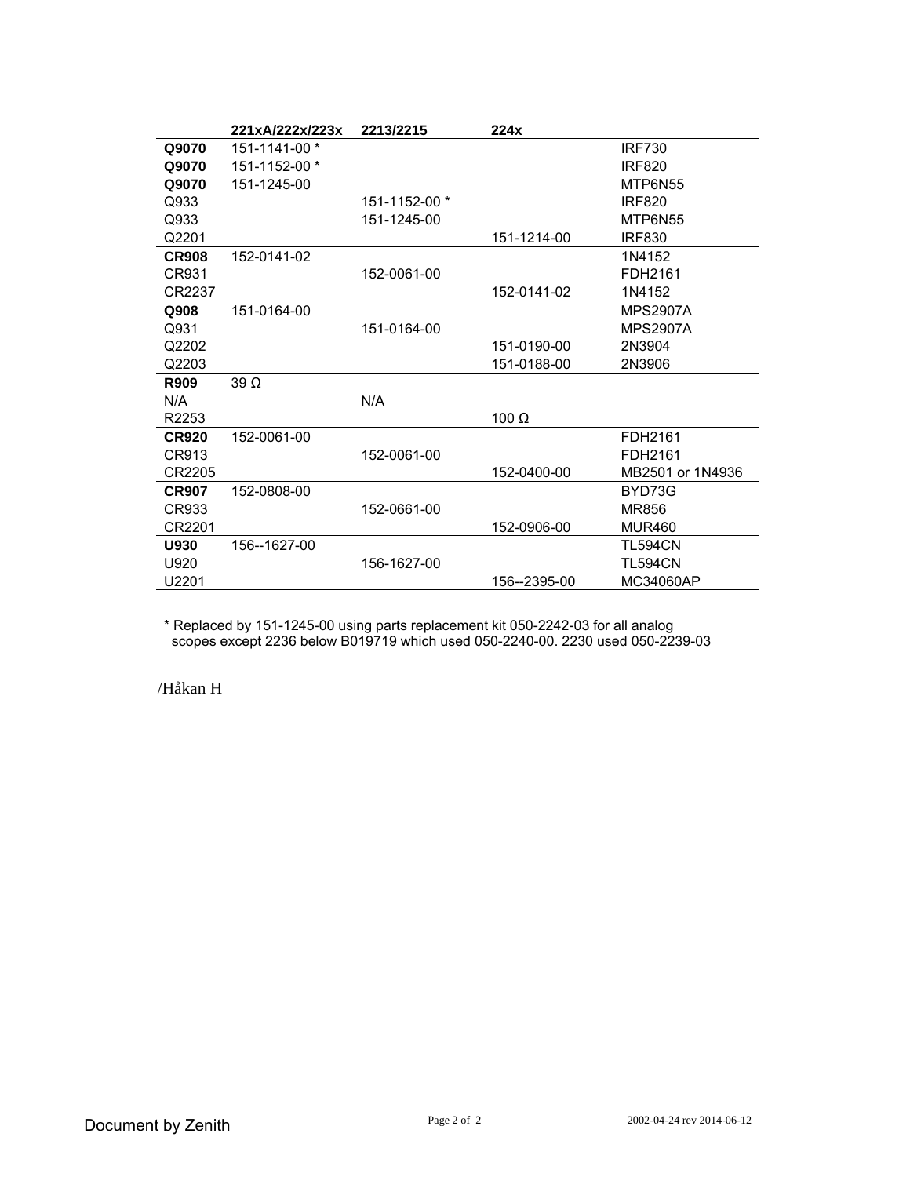| | 221xA/222x/223x | 2213/2215 | 224x | |
|---|---|---|---|---|
| **Q9070** | 151-1141-00 * | | | IRF730 |
| **Q9070** | 151-1152-00 * | | | IRF820 |
| **Q9070** | 151-1245-00 | | | MTP6N55 |
| Q933 | | 151-1152-00 * | | IRF820 |
| Q933 | | 151-1245-00 | | MTP6N55 |
| Q2201 | | | 151-1214-00 | IRF830 |
| **CR908** | 152-0141-02 | | | 1N4152 |
| CR931 | | 152-0061-00 | | FDH2161 |
| CR2237 | | | 152-0141-02 | 1N4152 |
| **Q908** | 151-0164-00 | | | MPS2907A |
| Q931 | | 151-0164-00 | | MPS2907A |
| Q2202 | | | 151-0190-00 | 2N3904 |
| Q2203 | | | 151-0188-00 | 2N3906 |
| **R909** | 39 Ω | | | |
| N/A | | N/A | | |
| R2253 | | | 100 Ω | |
| **CR920** | 152-0061-00 | | | FDH2161 |
| CR913 | | 152-0061-00 | | FDH2161 |
| CR2205 | | | 152-0400-00 | MB2501 or 1N4936 |
| **CR907** | 152-0808-00 | | | BYD73G |
| CR933 | | 152-0661-00 | | MR856 |
| CR2201 | | | 152-0906-00 | MUR460 |
| **U930** | 156--1627-00 | | | TL594CN |
| U920 | | 156-1627-00 | | TL594CN |
| U2201 | | | 156--2395-00 | MC34060AP |

* Replaced by 151-1245-00 using parts replacement kit 050-2242-03 for all analog scopes except 2236 below B019719 which used 050-2240-00. 2230 used 050-2239-03

/Håkan H

Document by Zenith

2002-04-24 rev 2014-06-12